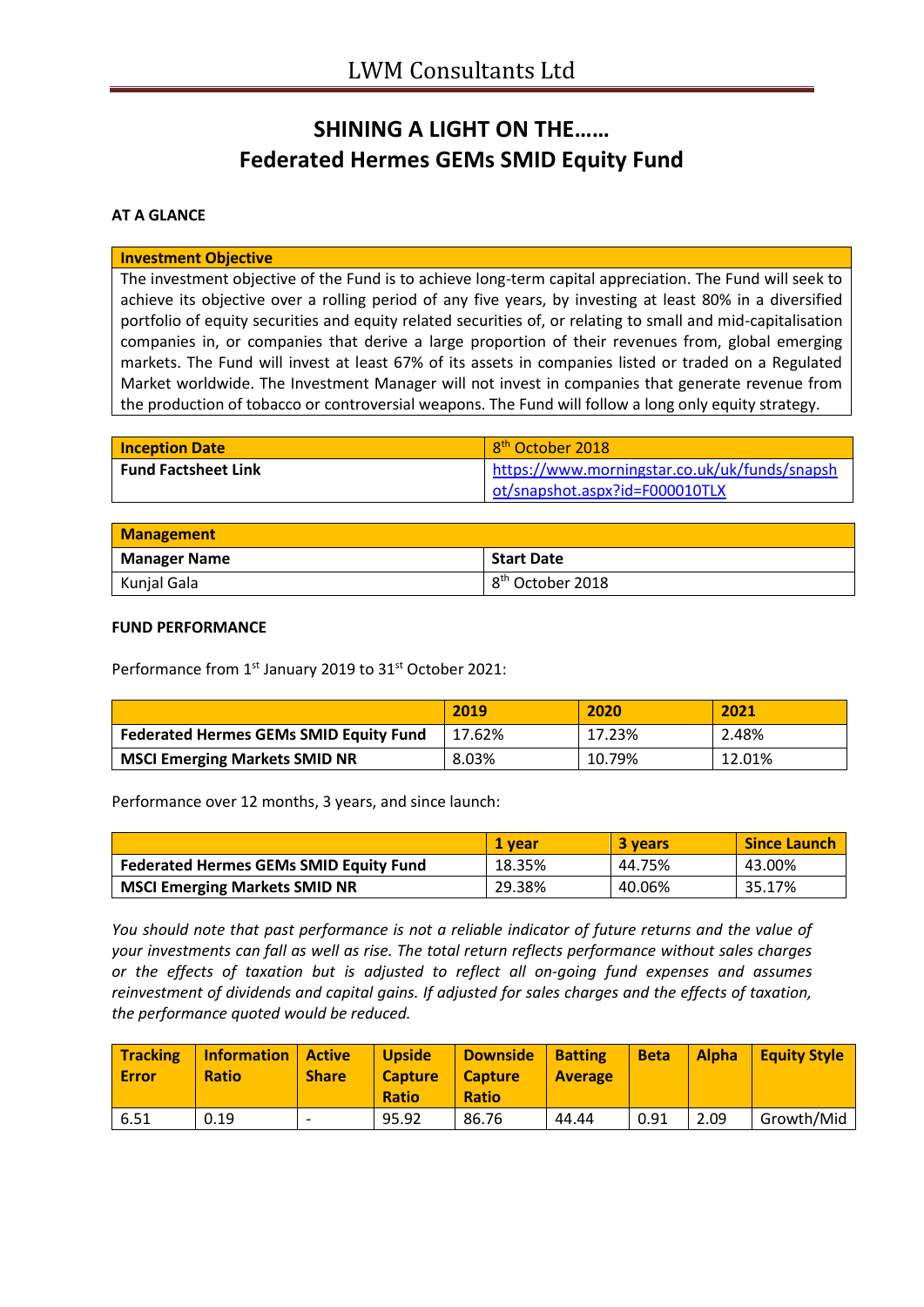# SHINING A LIGHT ON THE……
# Federated Hermes GEMs SMID Equity Fund

**AT A GLANCE**

| Investment Objective |
|---|
| The investment objective of the Fund is to achieve long-term capital appreciation. The Fund will seek to achieve its objective over a rolling period of any five years, by investing at least 80% in a diversified portfolio of equity securities and equity related securities of, or relating to small and mid-capitalisation companies in, or companies that derive a large proportion of their revenues from, global emerging markets. The Fund will invest at least 67% of its assets in companies listed or traded on a Regulated Market worldwide. The Investment Manager will not invest in companies that generate revenue from the production of tobacco or controversial weapons. The Fund will follow a long only equity strategy. |

| Inception Date | 8th October 2018 |
|---|---|
| **Fund Factsheet Link** | https://www.morningstar.co.uk/uk/funds/snapshot/snapshot.aspx?id=F000010TLX |

| Management | |
|---|---|
| **Manager Name** | **Start Date** |
| Kunjal Gala | 8th October 2018 |

**FUND PERFORMANCE**

Performance from 1st January 2019 to 31st October 2021:

| | 2019 | 2020 | 2021 |
|---|---|---|---|
| **Federated Hermes GEMs SMID Equity Fund** | 17.62% | 17.23% | 2.48% |
| **MSCI Emerging Markets SMID NR** | 8.03% | 10.79% | 12.01% |

Performance over 12 months, 3 years, and since launch:

| | 1 year | 3 years | Since Launch |
|---|---|---|---|
| **Federated Hermes GEMs SMID Equity Fund** | 18.35% | 44.75% | 43.00% |
| **MSCI Emerging Markets SMID NR** | 29.38% | 40.06% | 35.17% |

*You should note that past performance is not a reliable indicator of future returns and the value of your investments can fall as well as rise. The total return reflects performance without sales charges or the effects of taxation but is adjusted to reflect all on-going fund expenses and assumes reinvestment of dividends and capital gains. If adjusted for sales charges and the effects of taxation, the performance quoted would be reduced.*

| Tracking Error | Information Ratio | Active Share | Upside Capture Ratio | Downside Capture Ratio | Batting Average | Beta | Alpha | Equity Style |
|---|---|---|---|---|---|---|---|---|
| 6.51 | 0.19 | - | 95.92 | 86.76 | 44.44 | 0.91 | 2.09 | Growth/Mid |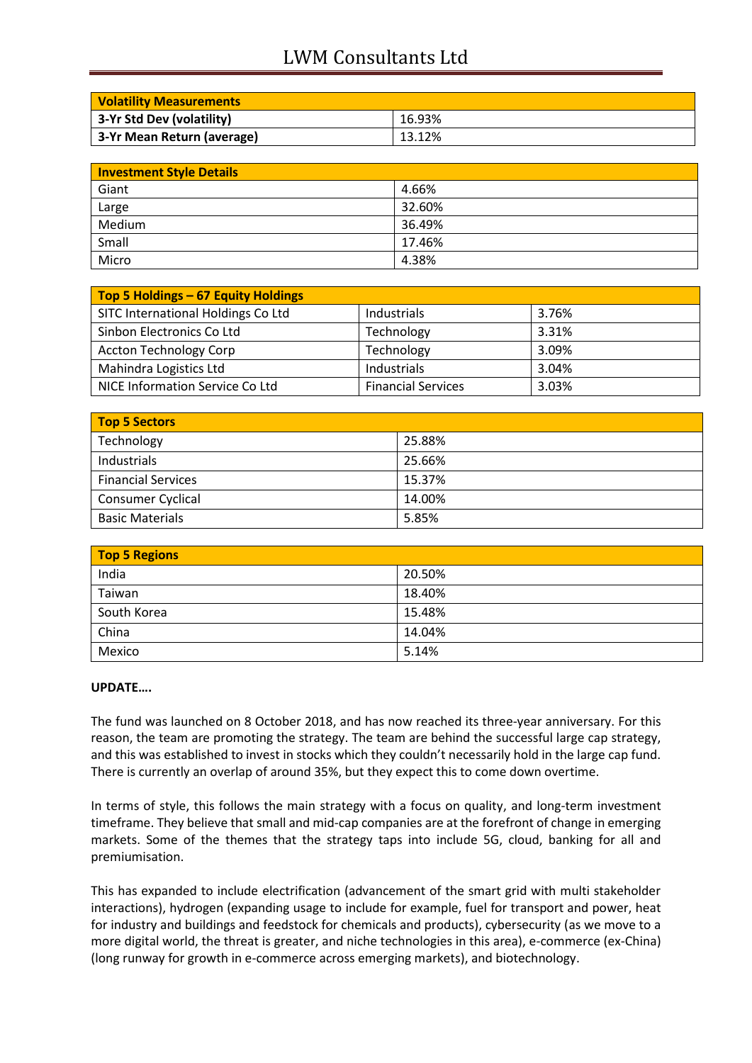| Volatility Measurements | |
|---|---|
| 3-Yr Std Dev (volatility) | 16.93% |
| 3-Yr Mean Return (average) | 13.12% |

| Investment Style Details | |
|---|---|
| Giant | 4.66% |
| Large | 32.60% |
| Medium | 36.49% |
| Small | 17.46% |
| Micro | 4.38% |

| Top 5 Holdings – 67 Equity Holdings | | |
|---|---|---|
| SITC International Holdings Co Ltd | Industrials | 3.76% |
| Sinbon Electronics Co Ltd | Technology | 3.31% |
| Accton Technology Corp | Technology | 3.09% |
| Mahindra Logistics Ltd | Industrials | 3.04% |
| NICE Information Service Co Ltd | Financial Services | 3.03% |

| Top 5 Sectors | |
|---|---|
| Technology | 25.88% |
| Industrials | 25.66% |
| Financial Services | 15.37% |
| Consumer Cyclical | 14.00% |
| Basic Materials | 5.85% |

| Top 5 Regions | |
|---|---|
| India | 20.50% |
| Taiwan | 18.40% |
| South Korea | 15.48% |
| China | 14.04% |
| Mexico | 5.14% |

**UPDATE….**

The fund was launched on 8 October 2018, and has now reached its three-year anniversary. For this reason, the team are promoting the strategy. The team are behind the successful large cap strategy, and this was established to invest in stocks which they couldn't necessarily hold in the large cap fund. There is currently an overlap of around 35%, but they expect this to come down overtime.

In terms of style, this follows the main strategy with a focus on quality, and long-term investment timeframe. They believe that small and mid-cap companies are at the forefront of change in emerging markets. Some of the themes that the strategy taps into include 5G, cloud, banking for all and premiumisation.

This has expanded to include electrification (advancement of the smart grid with multi stakeholder interactions), hydrogen (expanding usage to include for example, fuel for transport and power, heat for industry and buildings and feedstock for chemicals and products), cybersecurity (as we move to a more digital world, the threat is greater, and niche technologies in this area), e-commerce (ex-China) (long runway for growth in e-commerce across emerging markets), and biotechnology.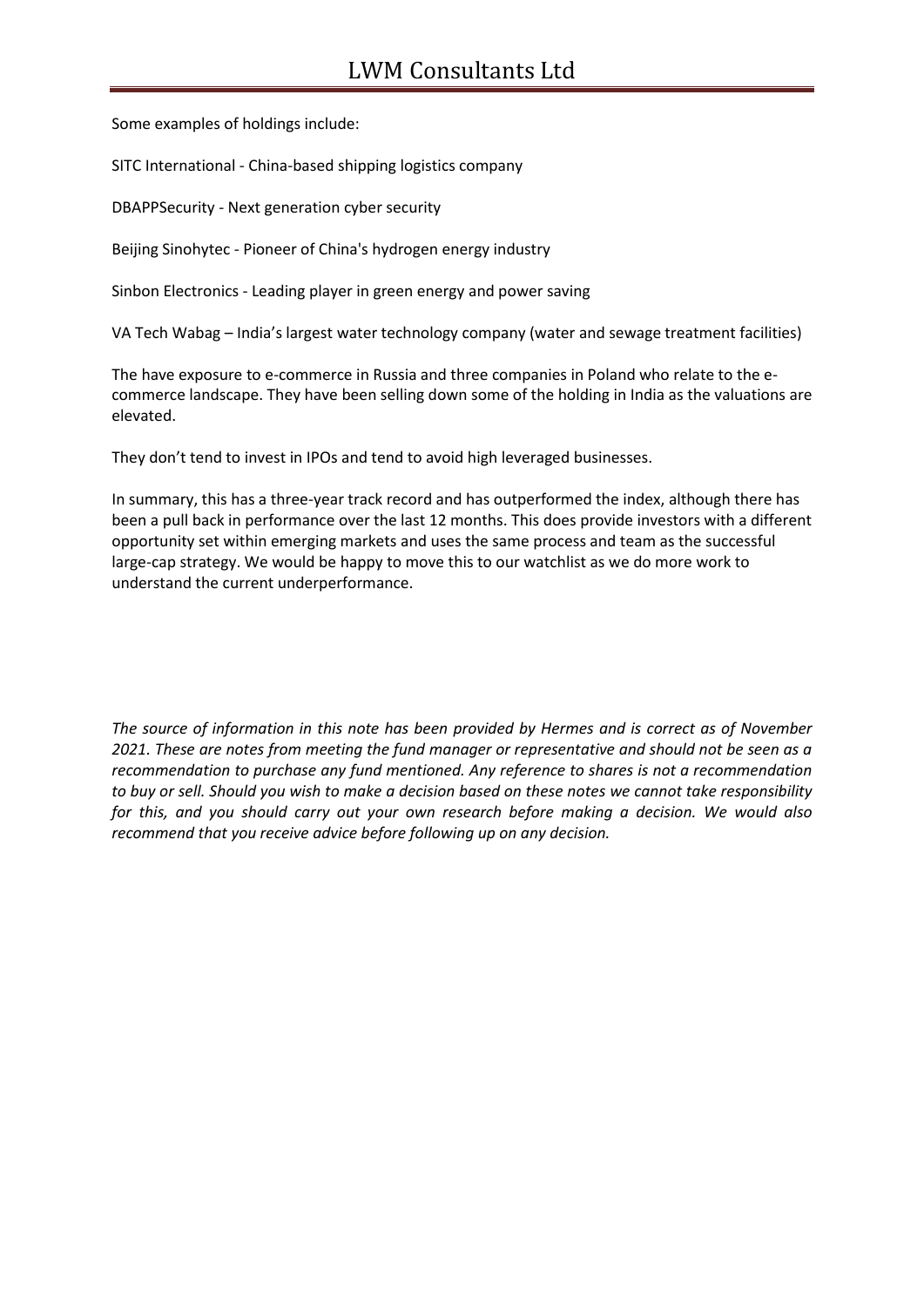Some examples of holdings include:

SITC International - China-based shipping logistics company

DBAPPSecurity - Next generation cyber security

Beijing Sinohytec - Pioneer of China's hydrogen energy industry

Sinbon Electronics - Leading player in green energy and power saving

VA Tech Wabag – India's largest water technology company (water and sewage treatment facilities)

The have exposure to e-commerce in Russia and three companies in Poland who relate to the e-commerce landscape. They have been selling down some of the holding in India as the valuations are elevated.

They don't tend to invest in IPOs and tend to avoid high leveraged businesses.

In summary, this has a three-year track record and has outperformed the index, although there has been a pull back in performance over the last 12 months. This does provide investors with a different opportunity set within emerging markets and uses the same process and team as the successful large-cap strategy. We would be happy to move this to our watchlist as we do more work to understand the current underperformance.

*The source of information in this note has been provided by Hermes and is correct as of November 2021. These are notes from meeting the fund manager or representative and should not be seen as a recommendation to purchase any fund mentioned. Any reference to shares is not a recommendation to buy or sell. Should you wish to make a decision based on these notes we cannot take responsibility for this, and you should carry out your own research before making a decision. We would also recommend that you receive advice before following up on any decision.*